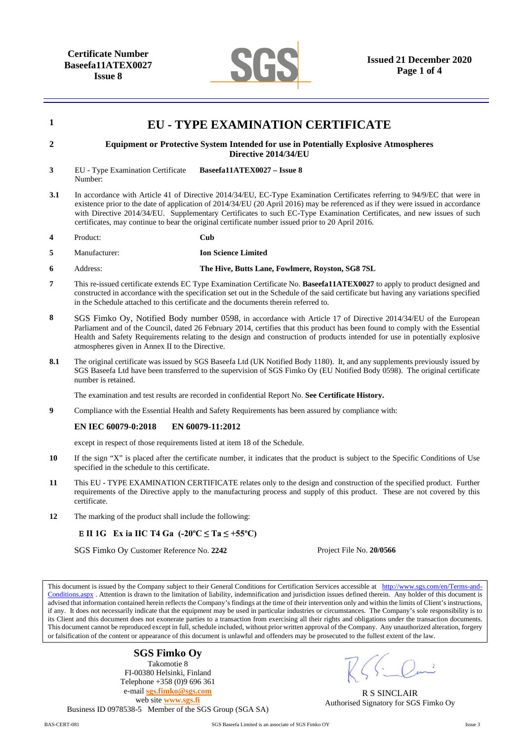**Certificate Number**
**Baseefa11ATEX0027**
**Issue 8**

**Issued 21 December 2020**

# EU - TYPE EXAMINATION CERTIFICATE

**1**

**2** **Equipment or Protective System Intended for use in Potentially Explosive Atmospheres Directive 2014/34/EU**

**3** EU - Type Examination Certificate Number: **Baseefa11ATEX0027 – Issue 8**

**3.1** In accordance with Article 41 of Directive 2014/34/EU, EC-Type Examination Certificates referring to 94/9/EC that were in existence prior to the date of application of 2014/34/EU (20 April 2016) may be referenced as if they were issued in accordance with Directive 2014/34/EU. Supplementary Certificates to such EC-Type Examination Certificates, and new issues of such certificates, may continue to bear the original certificate number issued prior to 20 April 2016.

**4** Product: **Cub**

**5** Manufacturer: **Ion Science Limited**

**6** Address: **The Hive, Butts Lane, Fowlmere, Royston, SG8 7SL**

**7** This re-issued certificate extends EC Type Examination Certificate No. **Baseefa11ATEX0027** to apply to product designed and constructed in accordance with the specification set out in the Schedule of the said certificate but having any variations specified in the Schedule attached to this certificate and the documents therein referred to.

**8** SGS Fimko Oy, Notified Body number 0598, in accordance with Article 17 of Directive 2014/34/EU of the European Parliament and of the Council, dated 26 February 2014, certifies that this product has been found to comply with the Essential Health and Safety Requirements relating to the design and construction of products intended for use in potentially explosive atmospheres given in Annex II to the Directive.

**8.1** The original certificate was issued by SGS Baseefa Ltd (UK Notified Body 1180). It, and any supplements previously issued by SGS Baseefa Ltd have been transferred to the supervision of SGS Fimko Oy (EU Notified Body 0598). The original certificate number is retained.

The examination and test results are recorded in confidential Report No. **See Certificate History.**

**9** Compliance with the Essential Health and Safety Requirements has been assured by compliance with:

**EN IEC 60079-0:2018 EN 60079-11:2012**

except in respect of those requirements listed at item 18 of the Schedule.

**10** If the sign "X" is placed after the certificate number, it indicates that the product is subject to the Specific Conditions of Use specified in the schedule to this certificate.

**11** This EU - TYPE EXAMINATION CERTIFICATE relates only to the design and construction of the specified product. Further requirements of the Directive apply to the manufacturing process and supply of this product. These are not covered by this certificate.

**12** The marking of the product shall include the following:

**Ɛ II 1G Ex ia IIC T4 Ga (-20ºC ≤ Ta ≤ +55ºC)**

SGS Fimko Oy Customer Reference No. **2242** Project File No. **20/0566**

This document is issued by the Company subject to their General Conditions for Certification Services accessible at http://www.sgs.com/en/Terms-and-Conditions.aspx . Attention is drawn to the limitation of liability, indemnification and jurisdiction issues defined therein. Any holder of this document is advised that information contained herein reflects the Company's findings at the time of their intervention only and within the limits of Client's instructions, if any. It does not necessarily indicate that the equipment may be used in particular industries or circumstances. The Company's sole responsibility is to its Client and this document does not exonerate parties to a transaction from exercising all their rights and obligations under the transaction documents. This document cannot be reproduced except in full, schedule included, without prior written approval of the Company. Any unauthorized alteration, forgery or falsification of the content or appearance of this document is unlawful and offenders may be prosecuted to the fullest extent of the law.

**SGS Fimko Oy**
Takomotie 8
FI-00380 Helsinki, Finland
Telephone +358 (0)9 696 361
e-mail **sgs.fimko@sgs.com**
web site **www.sgs.fi**
Business ID 0978538-5 Member of the SGS Group (SGA SA)

R S SINCLAIR
Authorised Signatory for SGS Fimko Oy

BAS-CERT-081 SGS Baseefa Limited is an associate of SGS Fimko OY Issue 3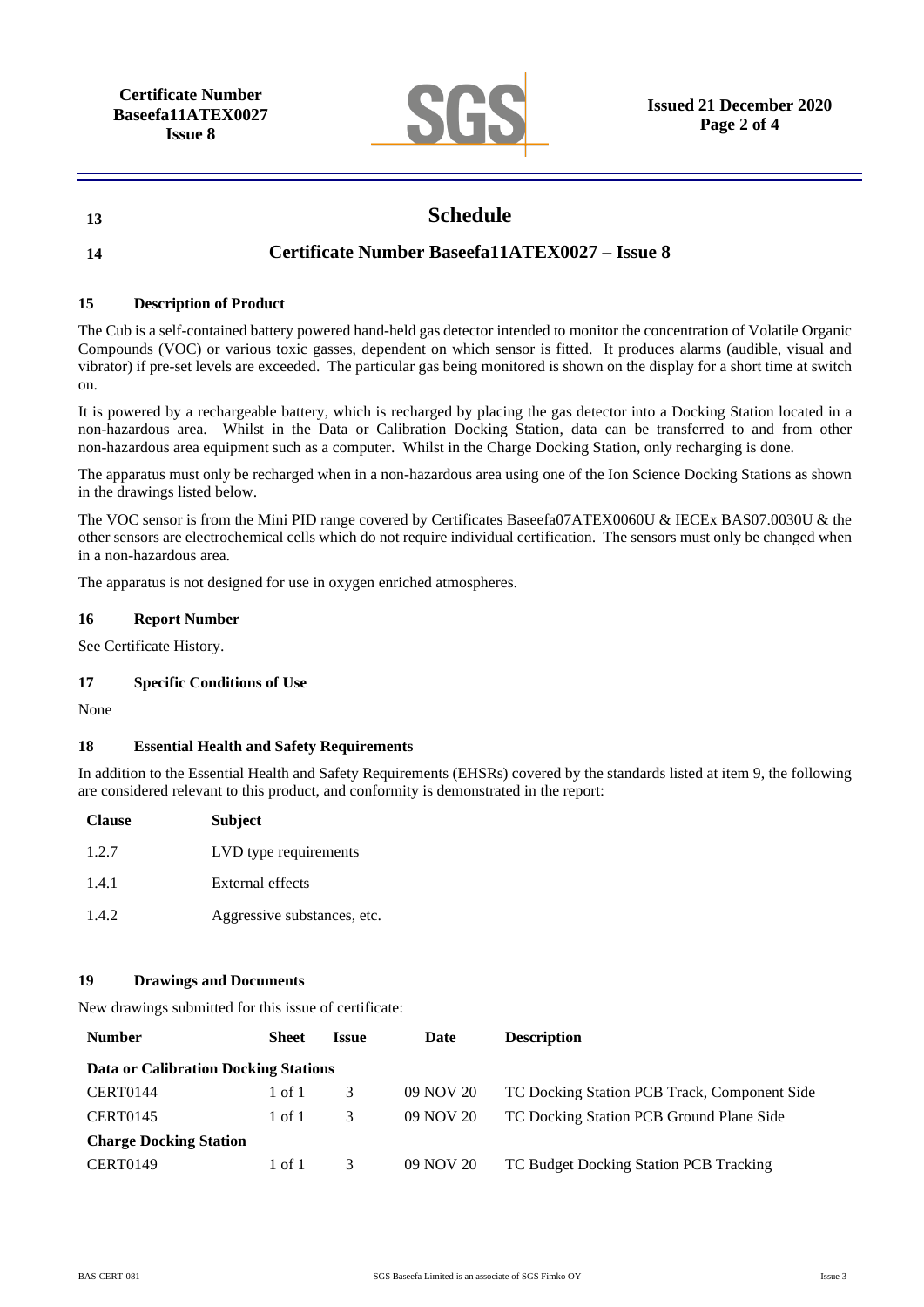## 13 Schedule

## 14 Certificate Number Baseefa11ATEX0027 – Issue 8

### 15 Description of Product

The Cub is a self-contained battery powered hand-held gas detector intended to monitor the concentration of Volatile Organic Compounds (VOC) or various toxic gasses, dependent on which sensor is fitted. It produces alarms (audible, visual and vibrator) if pre-set levels are exceeded. The particular gas being monitored is shown on the display for a short time at switch on.

It is powered by a rechargeable battery, which is recharged by placing the gas detector into a Docking Station located in a non-hazardous area. Whilst in the Data or Calibration Docking Station, data can be transferred to and from other non-hazardous area equipment such as a computer. Whilst in the Charge Docking Station, only recharging is done.

The apparatus must only be recharged when in a non-hazardous area using one of the Ion Science Docking Stations as shown in the drawings listed below.

The VOC sensor is from the Mini PID range covered by Certificates Baseefa07ATEX0060U & IECEx BAS07.0030U & the other sensors are electrochemical cells which do not require individual certification. The sensors must only be changed when in a non-hazardous area.

The apparatus is not designed for use in oxygen enriched atmospheres.

### 16 Report Number

See Certificate History.

### 17 Specific Conditions of Use

None

### 18 Essential Health and Safety Requirements

In addition to the Essential Health and Safety Requirements (EHSRs) covered by the standards listed at item 9, the following are considered relevant to this product, and conformity is demonstrated in the report:

| Clause | Subject |
|---|---|
| 1.2.7 | LVD type requirements |
| 1.4.1 | External effects |
| 1.4.2 | Aggressive substances, etc. |

### 19 Drawings and Documents

New drawings submitted for this issue of certificate:

| Number | Sheet | Issue | Date | Description |
|---|---|---|---|---|
| **Data or Calibration Docking Stations** | | | | |
| CERT0144 | 1 of 1 | 3 | 09 NOV 20 | TC Docking Station PCB Track, Component Side |
| CERT0145 | 1 of 1 | 3 | 09 NOV 20 | TC Docking Station PCB Ground Plane Side |
| **Charge Docking Station** | | | | |
| CERT0149 | 1 of 1 | 3 | 09 NOV 20 | TC Budget Docking Station PCB Tracking |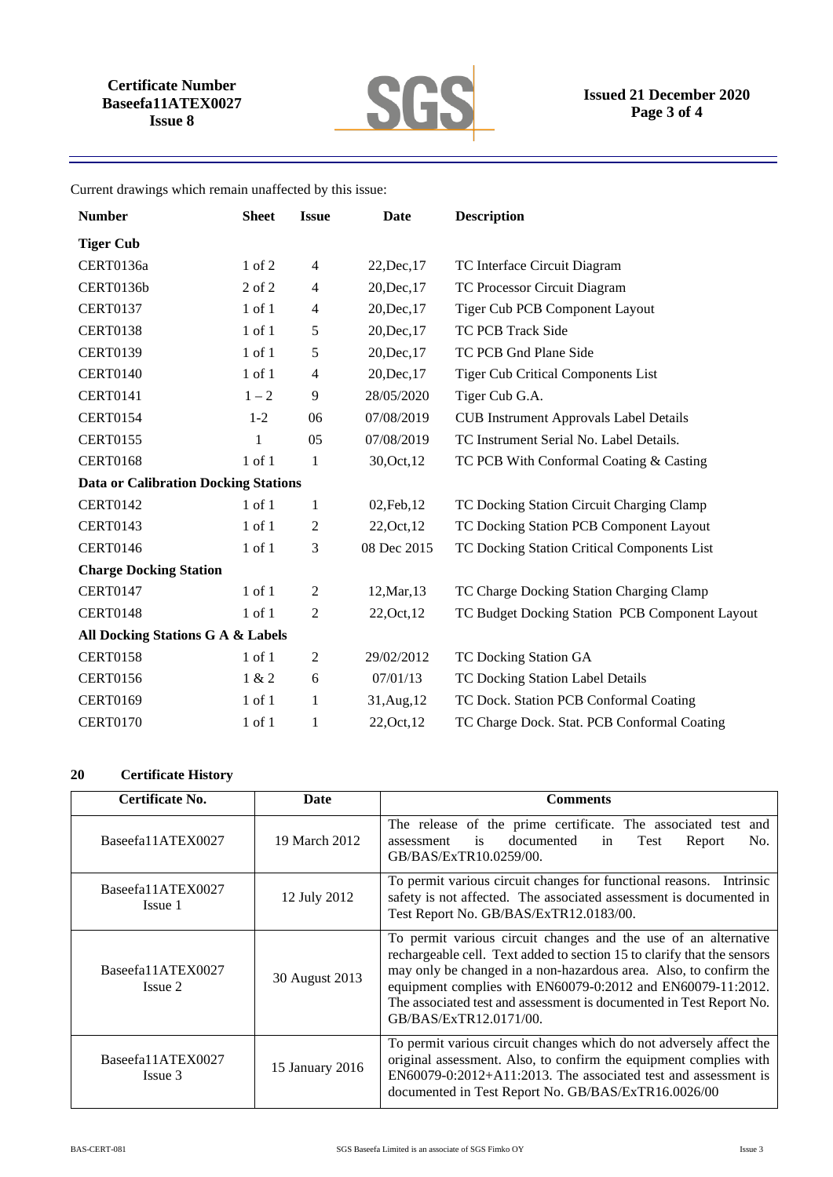Current drawings which remain unaffected by this issue:

| Number | Sheet | Issue | Date | Description |
|---|---|---|---|---|
| **Tiger Cub** | | | | |
| CERT0136a | 1 of 2 | 4 | 22,Dec,17 | TC Interface Circuit Diagram |
| CERT0136b | 2 of 2 | 4 | 20,Dec,17 | TC Processor Circuit Diagram |
| CERT0137 | 1 of 1 | 4 | 20,Dec,17 | Tiger Cub PCB Component Layout |
| CERT0138 | 1 of 1 | 5 | 20,Dec,17 | TC PCB Track Side |
| CERT0139 | 1 of 1 | 5 | 20,Dec,17 | TC PCB Gnd Plane Side |
| CERT0140 | 1 of 1 | 4 | 20,Dec,17 | Tiger Cub Critical Components List |
| CERT0141 | 1 – 2 | 9 | 28/05/2020 | Tiger Cub G.A. |
| CERT0154 | 1-2 | 06 | 07/08/2019 | CUB Instrument Approvals Label Details |
| CERT0155 | 1 | 05 | 07/08/2019 | TC Instrument Serial No. Label Details. |
| CERT0168 | 1 of 1 | 1 | 30,Oct,12 | TC PCB With Conformal Coating & Casting |
| **Data or Calibration Docking Stations** | | | | |
| CERT0142 | 1 of 1 | 1 | 02,Feb,12 | TC Docking Station Circuit Charging Clamp |
| CERT0143 | 1 of 1 | 2 | 22,Oct,12 | TC Docking Station PCB Component Layout |
| CERT0146 | 1 of 1 | 3 | 08 Dec 2015 | TC Docking Station Critical Components List |
| **Charge Docking Station** | | | | |
| CERT0147 | 1 of 1 | 2 | 12,Mar,13 | TC Charge Docking Station Charging Clamp |
| CERT0148 | 1 of 1 | 2 | 22,Oct,12 | TC Budget Docking Station PCB Component Layout |
| **All Docking Stations G A & Labels** | | | | |
| CERT0158 | 1 of 1 | 2 | 29/02/2012 | TC Docking Station GA |
| CERT0156 | 1 & 2 | 6 | 07/01/13 | TC Docking Station Label Details |
| CERT0169 | 1 of 1 | 1 | 31,Aug,12 | TC Dock. Station PCB Conformal Coating |
| CERT0170 | 1 of 1 | 1 | 22,Oct,12 | TC Charge Dock. Stat. PCB Conformal Coating |

## 20 Certificate History

| Certificate No. | Date | Comments |
|---|---|---|
| Baseefa11ATEX0027 | 19 March 2012 | The release of the prime certificate. The associated test and assessment is documented in Test Report No. GB/BAS/ExTR10.0259/00. |
| Baseefa11ATEX0027 Issue 1 | 12 July 2012 | To permit various circuit changes for functional reasons. Intrinsic safety is not affected. The associated assessment is documented in Test Report No. GB/BAS/ExTR12.0183/00. |
| Baseefa11ATEX0027 Issue 2 | 30 August 2013 | To permit various circuit changes and the use of an alternative rechargeable cell. Text added to section 15 to clarify that the sensors may only be changed in a non-hazardous area. Also, to confirm the equipment complies with EN60079-0:2012 and EN60079-11:2012. The associated test and assessment is documented in Test Report No. GB/BAS/ExTR12.0171/00. |
| Baseefa11ATEX0027 Issue 3 | 15 January 2016 | To permit various circuit changes which do not adversely affect the original assessment. Also, to confirm the equipment complies with EN60079-0:2012+A11:2013. The associated test and assessment is documented in Test Report No. GB/BAS/ExTR16.0026/00 |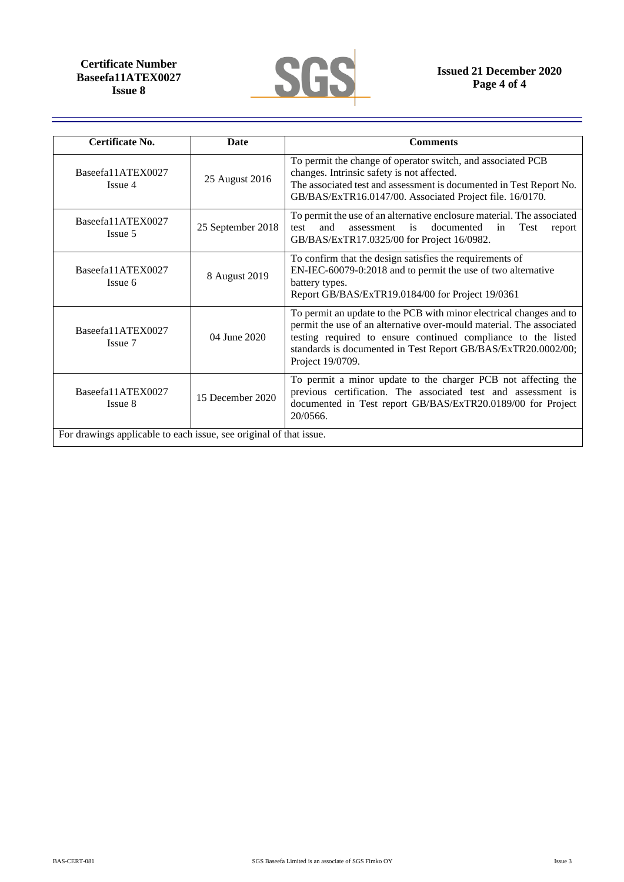| Certificate No. | Date | Comments |
|---|---|---|
| Baseefa11ATEX0027 Issue 4 | 25 August 2016 | To permit the change of operator switch, and associated PCB changes. Intrinsic safety is not affected. The associated test and assessment is documented in Test Report No. GB/BAS/ExTR16.0147/00. Associated Project file. 16/0170. |
| Baseefa11ATEX0027 Issue 5 | 25 September 2018 | To permit the use of an alternative enclosure material. The associated test and assessment is documented in Test report GB/BAS/ExTR17.0325/00 for Project 16/0982. |
| Baseefa11ATEX0027 Issue 6 | 8 August 2019 | To confirm that the design satisfies the requirements of EN-IEC-60079-0:2018 and to permit the use of two alternative battery types. Report GB/BAS/ExTR19.0184/00 for Project 19/0361 |
| Baseefa11ATEX0027 Issue 7 | 04 June 2020 | To permit an update to the PCB with minor electrical changes and to permit the use of an alternative over-mould material. The associated testing required to ensure continued compliance to the listed standards is documented in Test Report GB/BAS/ExTR20.0002/00; Project 19/0709. |
| Baseefa11ATEX0027 Issue 8 | 15 December 2020 | To permit a minor update to the charger PCB not affecting the previous certification. The associated test and assessment is documented in Test report GB/BAS/ExTR20.0189/00 for Project 20/0566. |
| For drawings applicable to each issue, see original of that issue. | | |